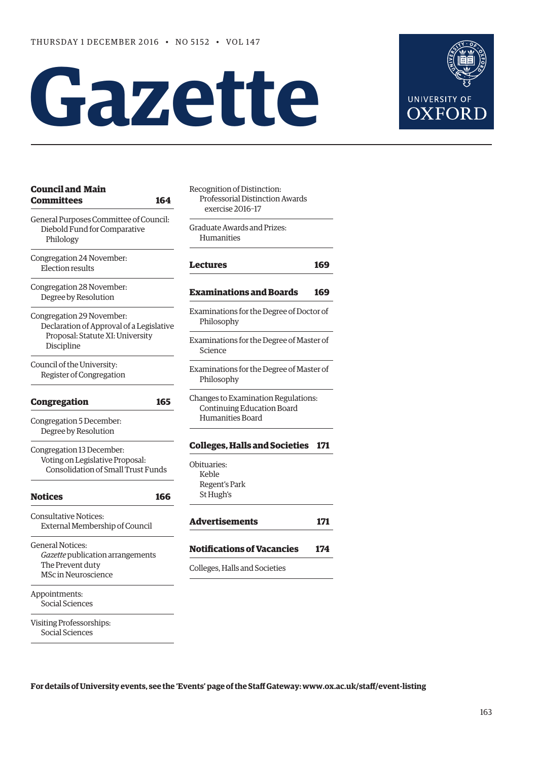THURSDAY 1 DECEMBER 2016 • NO 5152 • VOL 147

# Gazette

UNIVERSITY OF OXFORD

**Council and Main Committees** **164**

General Purposes Committee of Council:
Diebold Fund for Comparative Philology

Congregation 24 November:
Election results

Congregation 28 November:
Degree by Resolution

Congregation 29 November:
Declaration of Approval of a Legislative Proposal: Statute XI: University Discipline

Council of the University:
Register of Congregation

**Congregation** **165**

Congregation 5 December:
Degree by Resolution

Congregation 13 December:
Voting on Legislative Proposal: Consolidation of Small Trust Funds

**Notices** **166**

Consultative Notices:
External Membership of Council

General Notices:
*Gazette* publication arrangements
The Prevent duty
MSc in Neuroscience

Appointments:
Social Sciences

Visiting Professorships:
Social Sciences

Recognition of Distinction:
Professorial Distinction Awards exercise 2016–17

Graduate Awards and Prizes:
Humanities

**Lectures** **169**

**Examinations and Boards** **169**

Examinations for the Degree of Doctor of Philosophy

Examinations for the Degree of Master of Science

Examinations for the Degree of Master of Philosophy

Changes to Examination Regulations:
Continuing Education Board
Humanities Board

**Colleges, Halls and Societies** **171**

Obituaries:
Keble
Regent's Park
St Hugh's

**Advertisements** **171**

**Notifications of Vacancies** **174**

Colleges, Halls and Societies

**For details of University events, see the 'Events' page of the Staff Gateway: www.ox.ac.uk/staff/event-listing**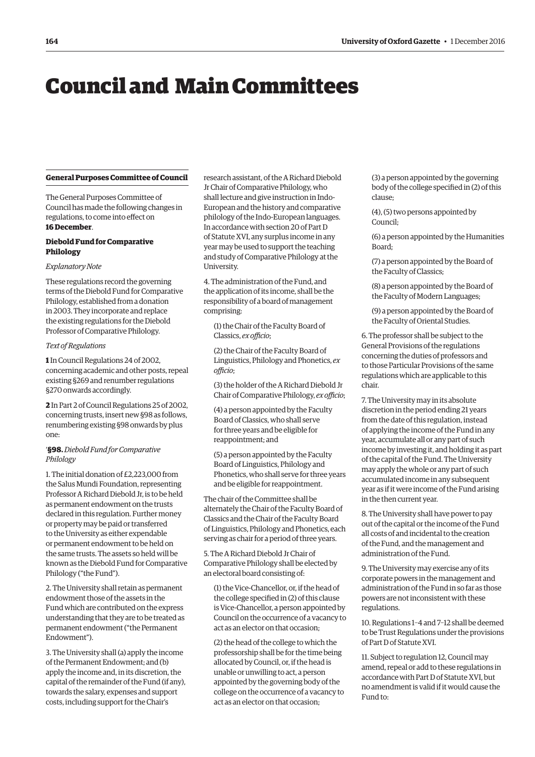# Council and Main Committees

## General Purposes Committee of Council

The General Purposes Committee of Council has made the following changes in regulations, to come into effect on **16 December**.

### Diebold Fund for Comparative Philology

*Explanatory Note*

These regulations record the governing terms of the Diebold Fund for Comparative Philology, established from a donation in 2003. They incorporate and replace the existing regulations for the Diebold Professor of Comparative Philology.

*Text of Regulations*

**1** In Council Regulations 24 of 2002, concerning academic and other posts, repeal existing §269 and renumber regulations §270 onwards accordingly.

**2** In Part 2 of Council Regulations 25 of 2002, concerning trusts, insert new §98 as follows, renumbering existing §98 onwards by plus one:

'**§98.** *Diebold Fund for Comparative Philology*

1. The initial donation of £2,223,000 from the Salus Mundi Foundation, representing Professor A Richard Diebold Jr, is to be held as permanent endowment on the trusts declared in this regulation. Further money or property may be paid or transferred to the University as either expendable or permanent endowment to be held on the same trusts. The assets so held will be known as the Diebold Fund for Comparative Philology ("the Fund").

2. The University shall retain as permanent endowment those of the assets in the Fund which are contributed on the express understanding that they are to be treated as permanent endowment ("the Permanent Endowment").

3. The University shall (a) apply the income of the Permanent Endowment; and (b) apply the income and, in its discretion, the capital of the remainder of the Fund (if any), towards the salary, expenses and support costs, including support for the Chair's research assistant, of the A Richard Diebold Jr Chair of Comparative Philology, who shall lecture and give instruction in Indo-European and the history and comparative philology of the Indo-European languages. In accordance with section 20 of Part D of Statute XVI, any surplus income in any year may be used to support the teaching and study of Comparative Philology at the University.

4. The administration of the Fund, and the application of its income, shall be the responsibility of a board of management comprising:

(1) the Chair of the Faculty Board of Classics, *ex officio*;

(2) the Chair of the Faculty Board of Linguistics, Philology and Phonetics, *ex officio*;

(3) the holder of the A Richard Diebold Jr Chair of Comparative Philology, *ex officio*;

(4) a person appointed by the Faculty Board of Classics, who shall serve for three years and be eligible for reappointment; and

(5) a person appointed by the Faculty Board of Linguistics, Philology and Phonetics, who shall serve for three years and be eligible for reappointment.

The chair of the Committee shall be alternately the Chair of the Faculty Board of Classics and the Chair of the Faculty Board of Linguistics, Philology and Phonetics, each serving as chair for a period of three years.

5. The A Richard Diebold Jr Chair of Comparative Philology shall be elected by an electoral board consisting of:

(1) the Vice-Chancellor, or, if the head of the college specified in (2) of this clause is Vice-Chancellor, a person appointed by Council on the occurrence of a vacancy to act as an elector on that occasion;

(2) the head of the college to which the professorship shall be for the time being allocated by Council, or, if the head is unable or unwilling to act, a person appointed by the governing body of the college on the occurrence of a vacancy to act as an elector on that occasion;

(3) a person appointed by the governing body of the college specified in (2) of this clause;

(4), (5) two persons appointed by Council;

(6) a person appointed by the Humanities Board;

(7) a person appointed by the Board of the Faculty of Classics;

(8) a person appointed by the Board of the Faculty of Modern Languages;

(9) a person appointed by the Board of the Faculty of Oriental Studies.

6. The professor shall be subject to the General Provisions of the regulations concerning the duties of professors and to those Particular Provisions of the same regulations which are applicable to this chair.

7. The University may in its absolute discretion in the period ending 21 years from the date of this regulation, instead of applying the income of the Fund in any year, accumulate all or any part of such income by investing it, and holding it as part of the capital of the Fund. The University may apply the whole or any part of such accumulated income in any subsequent year as if it were income of the Fund arising in the then current year.

8. The University shall have power to pay out of the capital or the income of the Fund all costs of and incidental to the creation of the Fund, and the management and administration of the Fund.

9. The University may exercise any of its corporate powers in the management and administration of the Fund in so far as those powers are not inconsistent with these regulations.

10. Regulations 1–4 and 7–12 shall be deemed to be Trust Regulations under the provisions of Part D of Statute XVI.

11. Subject to regulation 12, Council may amend, repeal or add to these regulations in accordance with Part D of Statute XVI, but no amendment is valid if it would cause the Fund to: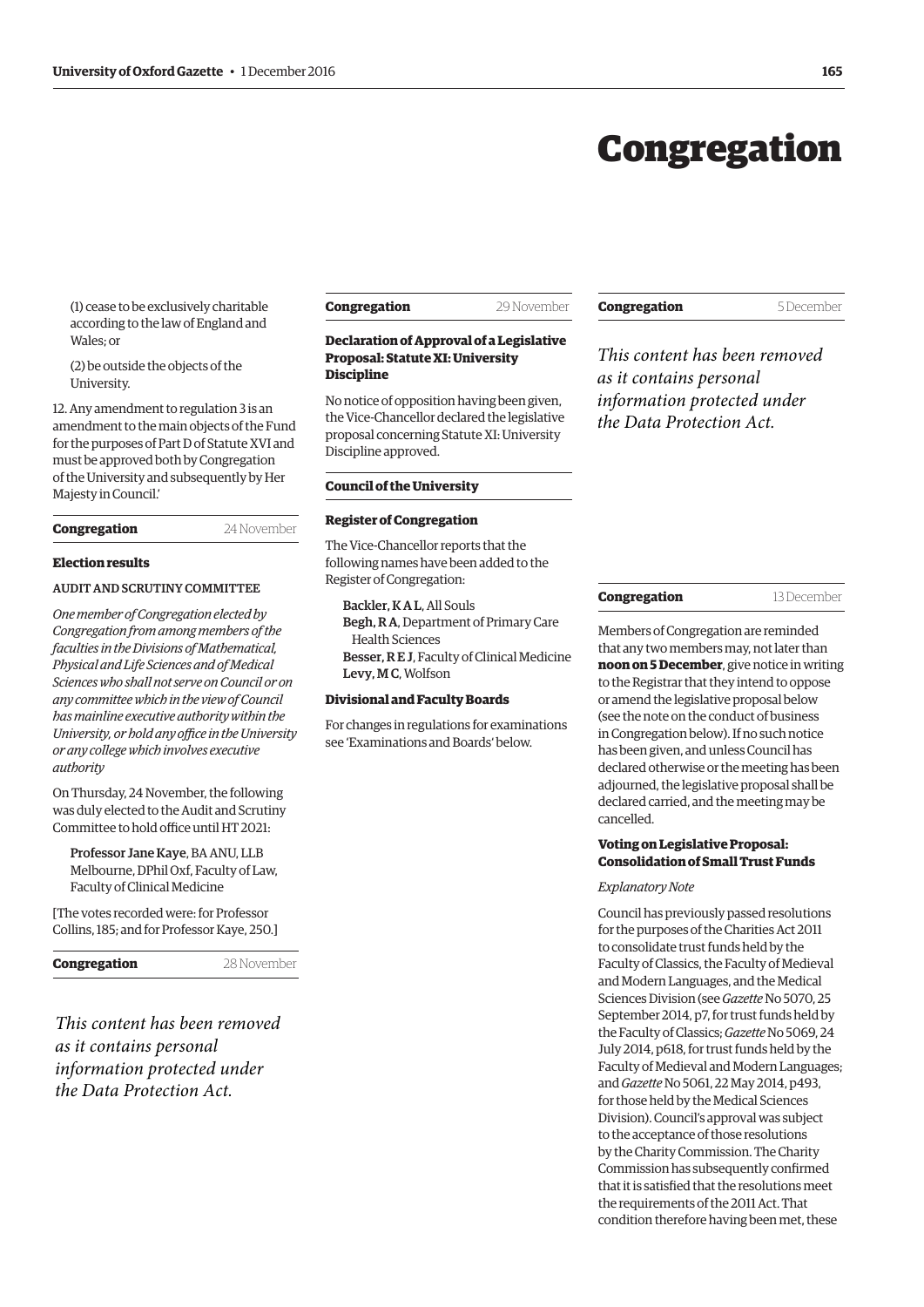# Congregation

(1) cease to be exclusively charitable according to the law of England and Wales; or

(2) be outside the objects of the University.

12. Any amendment to regulation 3 is an amendment to the main objects of the Fund for the purposes of Part D of Statute XVI and must be approved both by Congregation of the University and subsequently by Her Majesty in Council.'

**Congregation** 24 November

### Election results

AUDIT AND SCRUTINY COMMITTEE

*One member of Congregation elected by Congregation from among members of the faculties in the Divisions of Mathematical, Physical and Life Sciences and of Medical Sciences who shall not serve on Council or on any committee which in the view of Council has mainline executive authority within the University, or hold any office in the University or any college which involves executive authority*

On Thursday, 24 November, the following was duly elected to the Audit and Scrutiny Committee to hold office until HT 2021:

Professor Jane Kaye, BA ANU, LLB Melbourne, DPhil Oxf, Faculty of Law, Faculty of Clinical Medicine

[The votes recorded were: for Professor Collins, 185; and for Professor Kaye, 250.]

**Congregation** 28 November

*This content has been removed as it contains personal information protected under the Data Protection Act.*

**Congregation** 29 November

### Declaration of Approval of a Legislative Proposal: Statute XI: University Discipline

No notice of opposition having been given, the Vice-Chancellor declared the legislative proposal concerning Statute XI: University Discipline approved.

**Council of the University**

### Register of Congregation

The Vice-Chancellor reports that the following names have been added to the Register of Congregation:

Backler, K A L, All Souls
Begh, R A, Department of Primary Care Health Sciences
Besser, R E J, Faculty of Clinical Medicine
Levy, M C, Wolfson

### Divisional and Faculty Boards

For changes in regulations for examinations see 'Examinations and Boards' below.

**Congregation** 5 December

*This content has been removed as it contains personal information protected under the Data Protection Act.*

**Congregation** 13 December

Members of Congregation are reminded that any two members may, not later than **noon on 5 December**, give notice in writing to the Registrar that they intend to oppose or amend the legislative proposal below (see the note on the conduct of business in Congregation below). If no such notice has been given, and unless Council has declared otherwise or the meeting has been adjourned, the legislative proposal shall be declared carried, and the meeting may be cancelled.

### Voting on Legislative Proposal: Consolidation of Small Trust Funds

*Explanatory Note*

Council has previously passed resolutions for the purposes of the Charities Act 2011 to consolidate trust funds held by the Faculty of Classics, the Faculty of Medieval and Modern Languages, and the Medical Sciences Division (see *Gazette* No 5070, 25 September 2014, p7, for trust funds held by the Faculty of Classics; *Gazette* No 5069, 24 July 2014, p618, for trust funds held by the Faculty of Medieval and Modern Languages; and *Gazette* No 5061, 22 May 2014, p493, for those held by the Medical Sciences Division). Council's approval was subject to the acceptance of those resolutions by the Charity Commission. The Charity Commission has subsequently confirmed that it is satisfied that the resolutions meet the requirements of the 2011 Act. That condition therefore having been met, these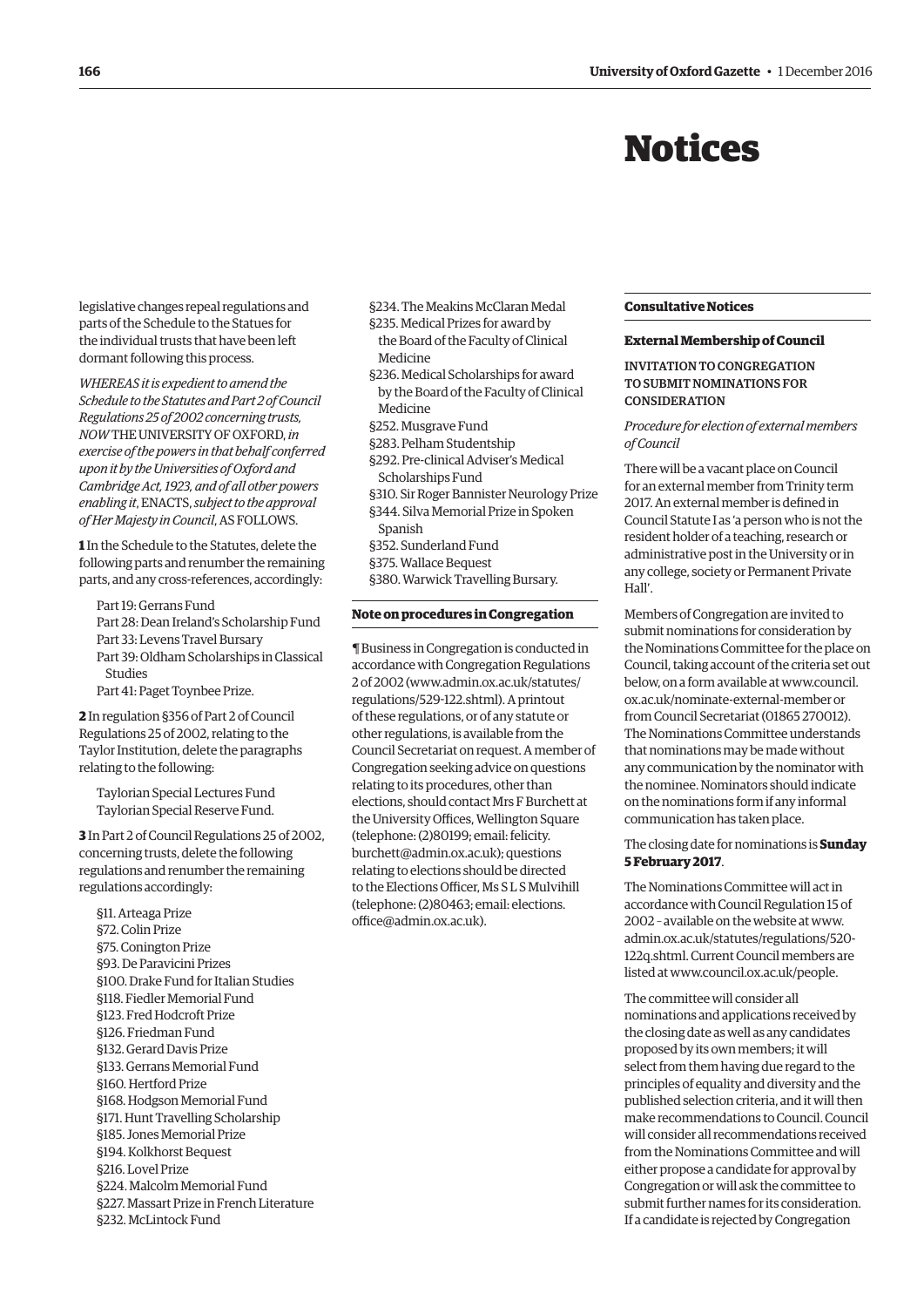# Notices

legislative changes repeal regulations and parts of the Schedule to the Statues for the individual trusts that have been left dormant following this process.

*WHEREAS it is expedient to amend the Schedule to the Statutes and Part 2 of Council Regulations 25 of 2002 concerning trusts, NOW* THE UNIVERSITY OF OXFORD, *in exercise of the powers in that behalf conferred upon it by the Universities of Oxford and Cambridge Act, 1923, and of all other powers enabling it*, ENACTS, *subject to the approval of Her Majesty in Council*, AS FOLLOWS.

**1** In the Schedule to the Statutes, delete the following parts and renumber the remaining parts, and any cross-references, accordingly:

Part 19: Gerrans Fund
Part 28: Dean Ireland's Scholarship Fund
Part 33: Levens Travel Bursary
Part 39: Oldham Scholarships in Classical Studies
Part 41: Paget Toynbee Prize.

**2** In regulation §356 of Part 2 of Council Regulations 25 of 2002, relating to the Taylor Institution, delete the paragraphs relating to the following:

Taylorian Special Lectures Fund
Taylorian Special Reserve Fund.

**3** In Part 2 of Council Regulations 25 of 2002, concerning trusts, delete the following regulations and renumber the remaining regulations accordingly:

§11. Arteaga Prize
§72. Colin Prize
§75. Conington Prize
§93. De Paravicini Prizes
§100. Drake Fund for Italian Studies
§118. Fiedler Memorial Fund
§123. Fred Hodcroft Prize
§126. Friedman Fund
§132. Gerard Davis Prize
§133. Gerrans Memorial Fund
§160. Hertford Prize
§168. Hodgson Memorial Fund
§171. Hunt Travelling Scholarship
§185. Jones Memorial Prize
§194. Kolkhorst Bequest
§216. Lovel Prize
§224. Malcolm Memorial Fund
§227. Massart Prize in French Literature
§232. McLintock Fund
§234. The Meakins McClaran Medal
§235. Medical Prizes for award by the Board of the Faculty of Clinical Medicine
§236. Medical Scholarships for award by the Board of the Faculty of Clinical Medicine
§252. Musgrave Fund
§283. Pelham Studentship
§292. Pre-clinical Adviser's Medical Scholarships Fund
§310. Sir Roger Bannister Neurology Prize
§344. Silva Memorial Prize in Spoken Spanish
§352. Sunderland Fund
§375. Wallace Bequest
§380. Warwick Travelling Bursary.

### Note on procedures in Congregation

¶ Business in Congregation is conducted in accordance with Congregation Regulations 2 of 2002 (www.admin.ox.ac.uk/statutes/regulations/529-122.shtml). A printout of these regulations, or of any statute or other regulations, is available from the Council Secretariat on request. A member of Congregation seeking advice on questions relating to its procedures, other than elections, should contact Mrs F Burchett at the University Offices, Wellington Square (telephone: (2)80199; email: felicity.burchett@admin.ox.ac.uk); questions relating to elections should be directed to the Elections Officer, Ms S L S Mulvihill (telephone: (2)80463; email: elections.office@admin.ox.ac.uk).

## Consultative Notices

### External Membership of Council

INVITATION TO CONGREGATION TO SUBMIT NOMINATIONS FOR CONSIDERATION

*Procedure for election of external members of Council*

There will be a vacant place on Council for an external member from Trinity term 2017. An external member is defined in Council Statute I as 'a person who is not the resident holder of a teaching, research or administrative post in the University or in any college, society or Permanent Private Hall'.

Members of Congregation are invited to submit nominations for consideration by the Nominations Committee for the place on Council, taking account of the criteria set out below, on a form available at www.council.ox.ac.uk/nominate-external-member or from Council Secretariat (01865 270012). The Nominations Committee understands that nominations may be made without any communication by the nominator with the nominee. Nominators should indicate on the nominations form if any informal communication has taken place.

The closing date for nominations is **Sunday 5 February 2017**.

The Nominations Committee will act in accordance with Council Regulation 15 of 2002 – available on the website at www.admin.ox.ac.uk/statutes/regulations/520-122q.shtml. Current Council members are listed at www.council.ox.ac.uk/people.

The committee will consider all nominations and applications received by the closing date as well as any candidates proposed by its own members; it will select from them having due regard to the principles of equality and diversity and the published selection criteria, and it will then make recommendations to Council. Council will consider all recommendations received from the Nominations Committee and will either propose a candidate for approval by Congregation or will ask the committee to submit further names for its consideration. If a candidate is rejected by Congregation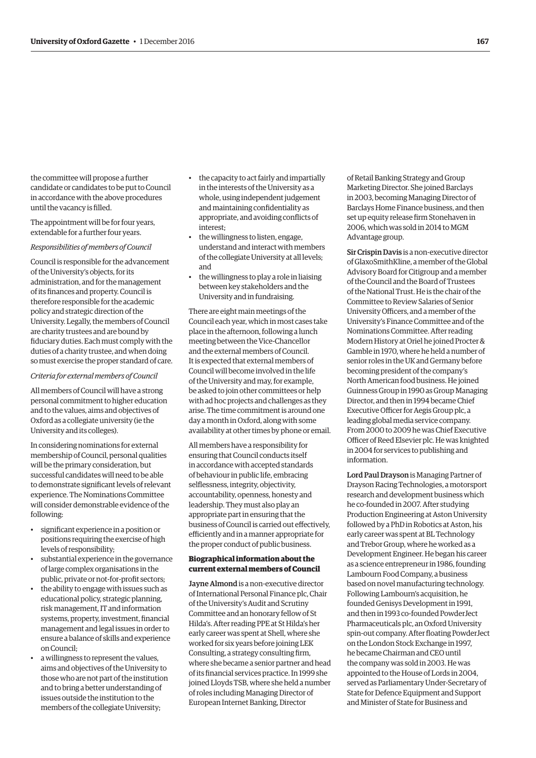the committee will propose a further candidate or candidates to be put to Council in accordance with the above procedures until the vacancy is filled.

The appointment will be for four years, extendable for a further four years.

*Responsibilities of members of Council*

Council is responsible for the advancement of the University's objects, for its administration, and for the management of its finances and property. Council is therefore responsible for the academic policy and strategic direction of the University. Legally, the members of Council are charity trustees and are bound by fiduciary duties. Each must comply with the duties of a charity trustee, and when doing so must exercise the proper standard of care.

*Criteria for external members of Council*

All members of Council will have a strong personal commitment to higher education and to the values, aims and objectives of Oxford as a collegiate university (ie the University and its colleges).

In considering nominations for external membership of Council, personal qualities will be the primary consideration, but successful candidates will need to be able to demonstrate significant levels of relevant experience. The Nominations Committee will consider demonstrable evidence of the following:

- significant experience in a position or positions requiring the exercise of high levels of responsibility;
- substantial experience in the governance of large complex organisations in the public, private or not-for-profit sectors;
- the ability to engage with issues such as educational policy, strategic planning, risk management, IT and information systems, property, investment, financial management and legal issues in order to ensure a balance of skills and experience on Council;
- a willingness to represent the values, aims and objectives of the University to those who are not part of the institution and to bring a better understanding of issues outside the institution to the members of the collegiate University;
- the capacity to act fairly and impartially in the interests of the University as a whole, using independent judgement and maintaining confidentiality as appropriate, and avoiding conflicts of interest;
- the willingness to listen, engage, understand and interact with members of the collegiate University at all levels; and
- the willingness to play a role in liaising between key stakeholders and the University and in fundraising.

There are eight main meetings of the Council each year, which in most cases take place in the afternoon, following a lunch meeting between the Vice-Chancellor and the external members of Council. It is expected that external members of Council will become involved in the life of the University and may, for example, be asked to join other committees or help with ad hoc projects and challenges as they arise. The time commitment is around one day a month in Oxford, along with some availability at other times by phone or email.

All members have a responsibility for ensuring that Council conducts itself in accordance with accepted standards of behaviour in public life, embracing selflessness, integrity, objectivity, accountability, openness, honesty and leadership. They must also play an appropriate part in ensuring that the business of Council is carried out effectively, efficiently and in a manner appropriate for the proper conduct of public business.

### Biographical information about the current external members of Council

**Jayne Almond** is a non-executive director of International Personal Finance plc, Chair of the University's Audit and Scrutiny Committee and an honorary fellow of St Hilda's. After reading PPE at St Hilda's her early career was spent at Shell, where she worked for six years before joining LEK Consulting, a strategy consulting firm, where she became a senior partner and head of its financial services practice. In 1999 she joined Lloyds TSB, where she held a number of roles including Managing Director of European Internet Banking, Director of Retail Banking Strategy and Group Marketing Director. She joined Barclays in 2003, becoming Managing Director of Barclays Home Finance business, and then set up equity release firm Stonehaven in 2006, which was sold in 2014 to MGM Advantage group.

**Sir Crispin Davis** is a non-executive director of GlaxoSmithKline, a member of the Global Advisory Board for Citigroup and a member of the Council and the Board of Trustees of the National Trust. He is the chair of the Committee to Review Salaries of Senior University Officers, and a member of the University's Finance Committee and of the Nominations Committee. After reading Modern History at Oriel he joined Procter & Gamble in 1970, where he held a number of senior roles in the UK and Germany before becoming president of the company's North American food business. He joined Guinness Group in 1990 as Group Managing Director, and then in 1994 became Chief Executive Officer for Aegis Group plc, a leading global media service company. From 2000 to 2009 he was Chief Executive Officer of Reed Elsevier plc. He was knighted in 2004 for services to publishing and information.

**Lord Paul Drayson** is Managing Partner of Drayson Racing Technologies, a motorsport research and development business which he co-founded in 2007. After studying Production Engineering at Aston University followed by a PhD in Robotics at Aston, his early career was spent at BL Technology and Trebor Group, where he worked as a Development Engineer. He began his career as a science entrepreneur in 1986, founding Lambourn Food Company, a business based on novel manufacturing technology. Following Lambourn's acquisition, he founded Genisys Development in 1991, and then in 1993 co-founded PowderJect Pharmaceuticals plc, an Oxford University spin-out company. After floating PowderJect on the London Stock Exchange in 1997, he became Chairman and CEO until the company was sold in 2003. He was appointed to the House of Lords in 2004, served as Parliamentary Under-Secretary of State for Defence Equipment and Support and Minister of State for Business and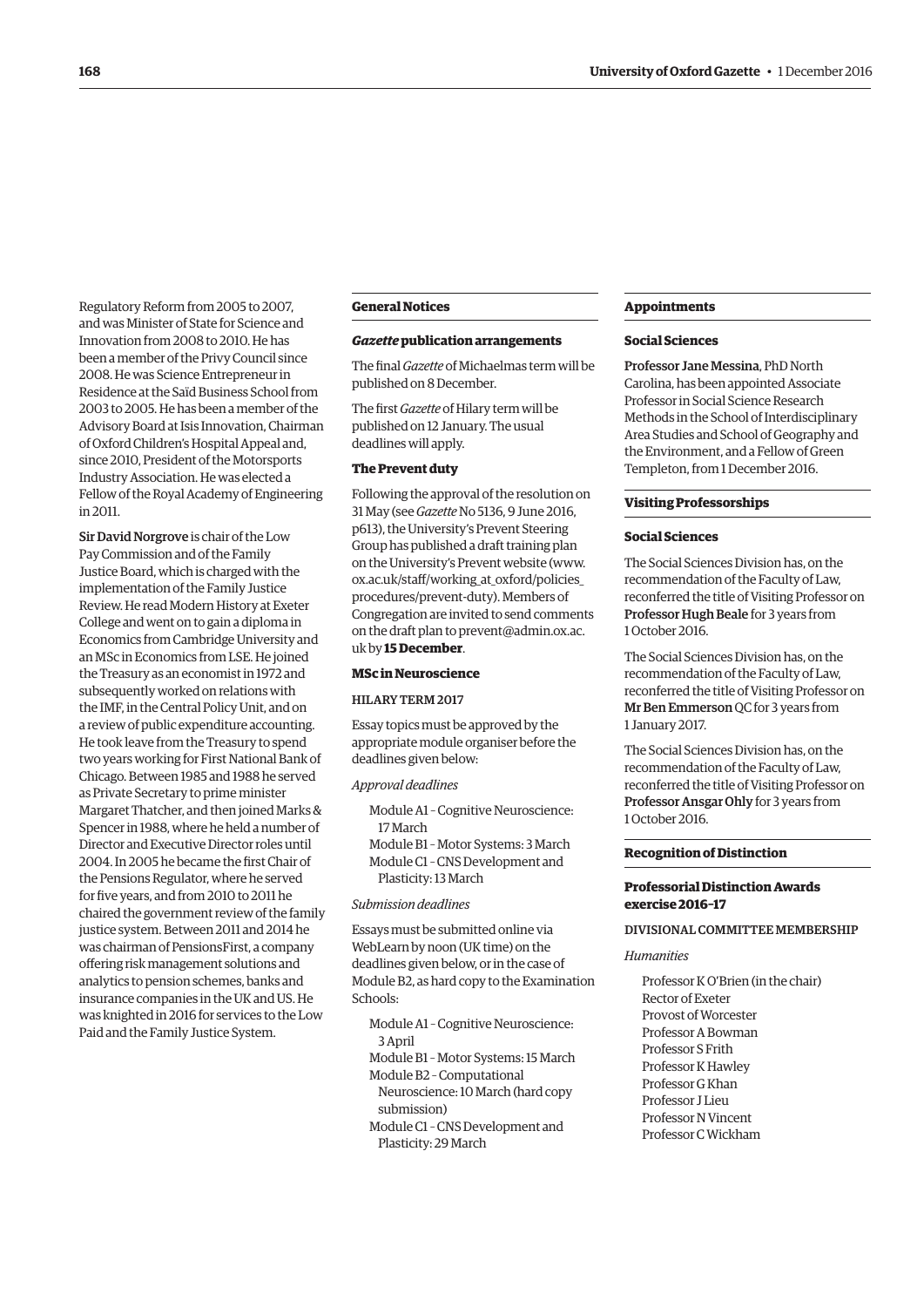Regulatory Reform from 2005 to 2007, and was Minister of State for Science and Innovation from 2008 to 2010. He has been a member of the Privy Council since 2008. He was Science Entrepreneur in Residence at the Saïd Business School from 2003 to 2005. He has been a member of the Advisory Board at Isis Innovation, Chairman of Oxford Children's Hospital Appeal and, since 2010, President of the Motorsports Industry Association. He was elected a Fellow of the Royal Academy of Engineering in 2011.

**Sir David Norgrove** is chair of the Low Pay Commission and of the Family Justice Board, which is charged with the implementation of the Family Justice Review. He read Modern History at Exeter College and went on to gain a diploma in Economics from Cambridge University and an MSc in Economics from LSE. He joined the Treasury as an economist in 1972 and subsequently worked on relations with the IMF, in the Central Policy Unit, and on a review of public expenditure accounting. He took leave from the Treasury to spend two years working for First National Bank of Chicago. Between 1985 and 1988 he served as Private Secretary to prime minister Margaret Thatcher, and then joined Marks & Spencer in 1988, where he held a number of Director and Executive Director roles until 2004. In 2005 he became the first Chair of the Pensions Regulator, where he served for five years, and from 2010 to 2011 he chaired the government review of the family justice system. Between 2011 and 2014 he was chairman of PensionsFirst, a company offering risk management solutions and analytics to pension schemes, banks and insurance companies in the UK and US. He was knighted in 2016 for services to the Low Paid and the Family Justice System.

## General Notices

### *Gazette* publication arrangements

The final *Gazette* of Michaelmas term will be published on 8 December.

The first *Gazette* of Hilary term will be published on 12 January. The usual deadlines will apply.

### The Prevent duty

Following the approval of the resolution on 31 May (see *Gazette* No 5136, 9 June 2016, p613), the University's Prevent Steering Group has published a draft training plan on the University's Prevent website (www.ox.ac.uk/staff/working_at_oxford/policies_procedures/prevent-duty). Members of Congregation are invited to send comments on the draft plan to prevent@admin.ox.ac.uk by **15 December**.

### MSc in Neuroscience

HILARY TERM 2017

Essay topics must be approved by the appropriate module organiser before the deadlines given below:

*Approval deadlines*

Module A1 – Cognitive Neuroscience: 17 March
Module B1 – Motor Systems: 3 March
Module C1 – CNS Development and Plasticity: 13 March

*Submission deadlines*

Essays must be submitted online via WebLearn by noon (UK time) on the deadlines given below, or in the case of Module B2, as hard copy to the Examination Schools:

Module A1 – Cognitive Neuroscience: 3 April
Module B1 – Motor Systems: 15 March
Module B2 – Computational Neuroscience: 10 March (hard copy submission)
Module C1 – CNS Development and Plasticity: 29 March

## Appointments

### Social Sciences

**Professor Jane Messina**, PhD North Carolina, has been appointed Associate Professor in Social Science Research Methods in the School of Interdisciplinary Area Studies and School of Geography and the Environment, and a Fellow of Green Templeton, from 1 December 2016.

## Visiting Professorships

### Social Sciences

The Social Sciences Division has, on the recommendation of the Faculty of Law, reconferred the title of Visiting Professor on **Professor Hugh Beale** for 3 years from 1 October 2016.

The Social Sciences Division has, on the recommendation of the Faculty of Law, reconferred the title of Visiting Professor on **Mr Ben Emmerson** QC for 3 years from 1 January 2017.

The Social Sciences Division has, on the recommendation of the Faculty of Law, reconferred the title of Visiting Professor on **Professor Ansgar Ohly** for 3 years from 1 October 2016.

## Recognition of Distinction

### Professorial Distinction Awards exercise 2016–17

DIVISIONAL COMMITTEE MEMBERSHIP

*Humanities*

Professor K O'Brien (in the chair)
Rector of Exeter
Provost of Worcester
Professor A Bowman
Professor S Frith
Professor K Hawley
Professor G Khan
Professor J Lieu
Professor N Vincent
Professor C Wickham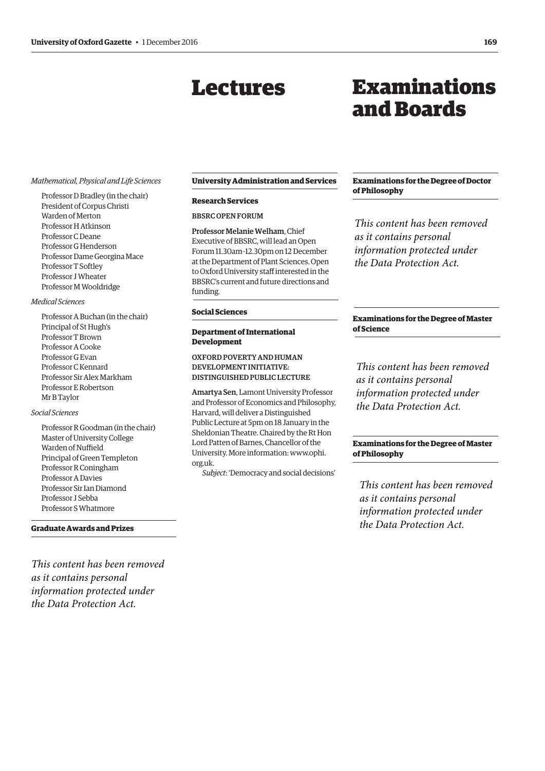*Mathematical, Physical and Life Sciences*

Professor D Bradley (in the chair)
President of Corpus Christi
Warden of Merton
Professor H Atkinson
Professor C Deane
Professor G Henderson
Professor Dame Georgina Mace
Professor T Softley
Professor J Wheater
Professor M Wooldridge

*Medical Sciences*

Professor A Buchan (in the chair)
Principal of St Hugh's
Professor T Brown
Professor A Cooke
Professor G Evan
Professor C Kennard
Professor Sir Alex Markham
Professor E Robertson
Mr B Taylor

*Social Sciences*

Professor R Goodman (in the chair)
Master of University College
Warden of Nuffield
Principal of Green Templeton
Professor R Coningham
Professor A Davies
Professor Sir Ian Diamond
Professor J Sebba
Professor S Whatmore

### Graduate Awards and Prizes

*This content has been removed as it contains personal information protected under the Data Protection Act.*

# Lectures

### University Administration and Services

### Research Services

BBSRC OPEN FORUM

**Professor Melanie Welham**, Chief Executive of BBSRC, will lead an Open Forum 11.30am–12.30pm on 12 December at the Department of Plant Sciences. Open to Oxford University staff interested in the BBSRC's current and future directions and funding.

### Social Sciences

### Department of International Development

OXFORD POVERTY AND HUMAN DEVELOPMENT INITIATIVE: DISTINGUISHED PUBLIC LECTURE

**Amartya Sen**, Lamont University Professor and Professor of Economics and Philosophy, Harvard, will deliver a Distinguished Public Lecture at 5pm on 18 January in the Sheldonian Theatre. Chaired by the Rt Hon Lord Patten of Barnes, Chancellor of the University. More information: www.ophi.org.uk.

*Subject*: 'Democracy and social decisions'

# Examinations and Boards

### Examinations for the Degree of Doctor of Philosophy

*This content has been removed as it contains personal information protected under the Data Protection Act.*

### Examinations for the Degree of Master of Science

*This content has been removed as it contains personal information protected under the Data Protection Act.*

### Examinations for the Degree of Master of Philosophy

*This content has been removed as it contains personal information protected under the Data Protection Act.*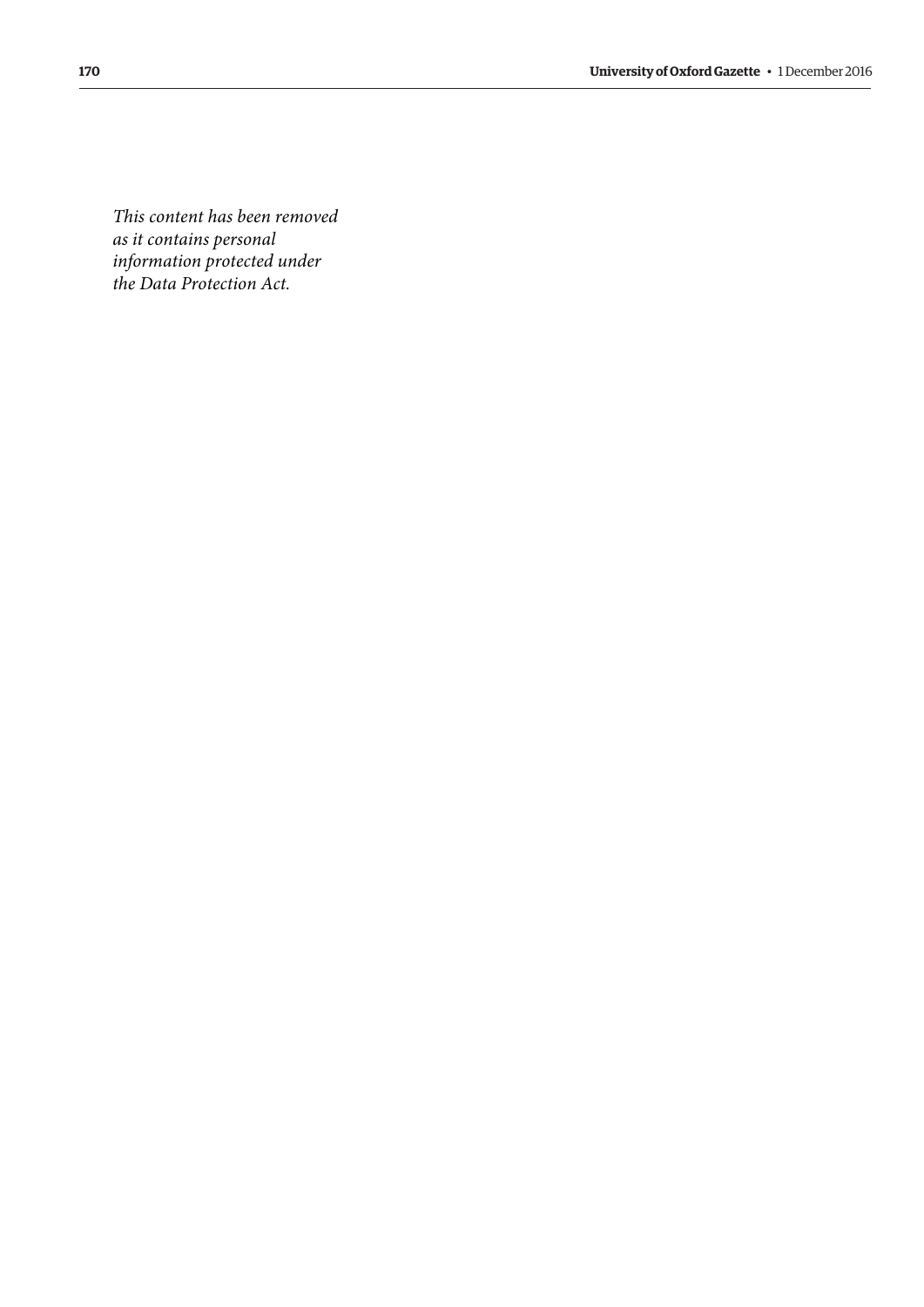*This content has been removed as it contains personal information protected under the Data Protection Act.*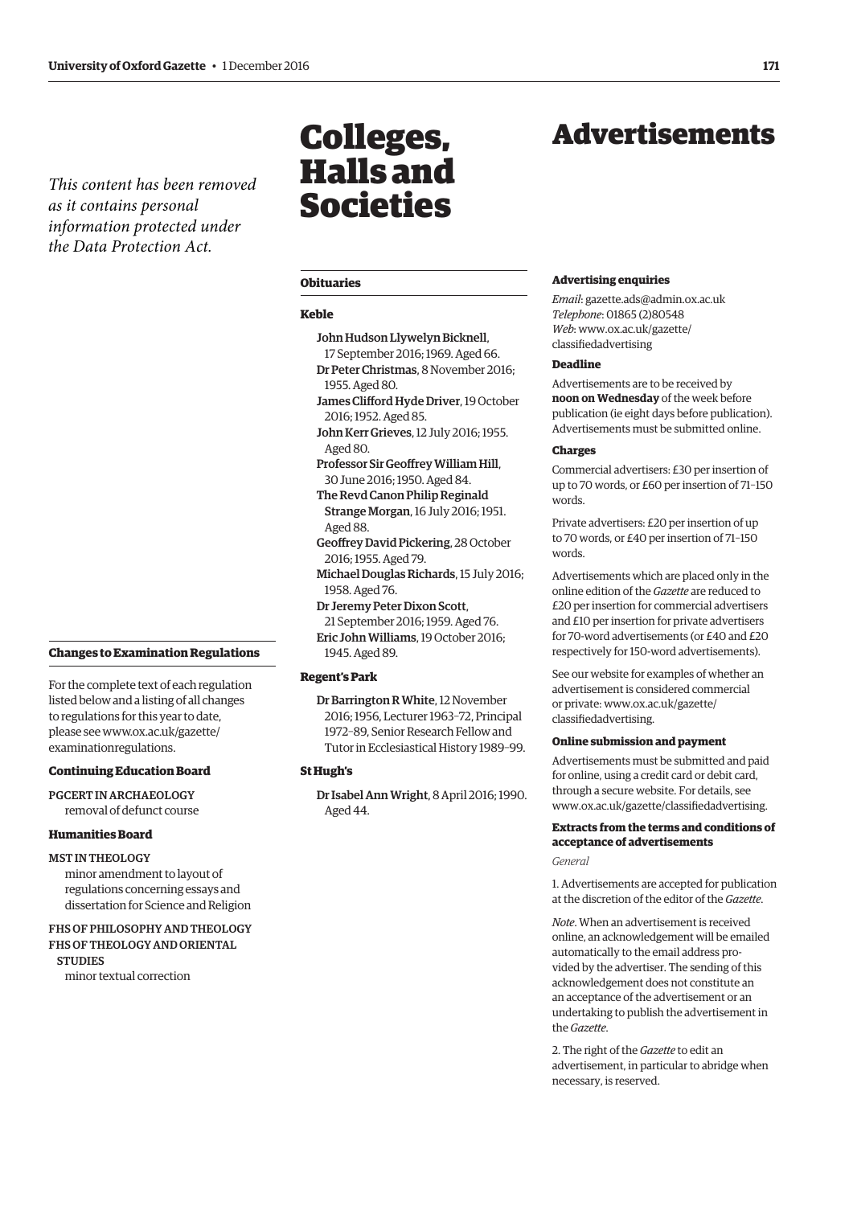*This content has been removed as it contains personal information protected under the Data Protection Act.*

### Changes to Examination Regulations

For the complete text of each regulation listed below and a listing of all changes to regulations for this year to date, please see www.ox.ac.uk/gazette/examinationregulations.

#### Continuing Education Board

PGCERT IN ARCHAEOLOGY
removal of defunct course

#### Humanities Board

MST IN THEOLOGY
minor amendment to layout of regulations concerning essays and dissertation for Science and Religion

FHS OF PHILOSOPHY AND THEOLOGY
FHS OF THEOLOGY AND ORIENTAL STUDIES
minor textual correction

# Colleges, Halls and Societies

### Obituaries

#### Keble

John Hudson Llywelyn Bicknell, 17 September 2016; 1969. Aged 66.
Dr Peter Christmas, 8 November 2016; 1955. Aged 80.
James Clifford Hyde Driver, 19 October 2016; 1952. Aged 85.
John Kerr Grieves, 12 July 2016; 1955. Aged 80.
Professor Sir Geoffrey William Hill, 30 June 2016; 1950. Aged 84.
The Revd Canon Philip Reginald Strange Morgan, 16 July 2016; 1951. Aged 88.
Geoffrey David Pickering, 28 October 2016; 1955. Aged 79.
Michael Douglas Richards, 15 July 2016; 1958. Aged 76.
Dr Jeremy Peter Dixon Scott, 21 September 2016; 1959. Aged 76.
Eric John Williams, 19 October 2016; 1945. Aged 89.

#### Regent's Park

Dr Barrington R White, 12 November 2016; 1956, Lecturer 1963–72, Principal 1972–89, Senior Research Fellow and Tutor in Ecclesiastical History 1989–99.

#### St Hugh's

Dr Isabel Ann Wright, 8 April 2016; 1990. Aged 44.

# Advertisements

#### Advertising enquiries

*Email*: gazette.ads@admin.ox.ac.uk
*Telephone*: 01865 (2)80548
*Web*: www.ox.ac.uk/gazette/classifiedadvertising

#### Deadline

Advertisements are to be received by **noon on Wednesday** of the week before publication (ie eight days before publication). Advertisements must be submitted online.

#### Charges

Commercial advertisers: £30 per insertion of up to 70 words, or £60 per insertion of 71–150 words.

Private advertisers: £20 per insertion of up to 70 words, or £40 per insertion of 71–150 words.

Advertisements which are placed only in the online edition of the *Gazette* are reduced to £20 per insertion for commercial advertisers and £10 per insertion for private advertisers for 70-word advertisements (or £40 and £20 respectively for 150-word advertisements).

See our website for examples of whether an advertisement is considered commercial or private: www.ox.ac.uk/gazette/classifiedadvertising.

#### Online submission and payment

Advertisements must be submitted and paid for online, using a credit card or debit card, through a secure website. For details, see www.ox.ac.uk/gazette/classifiedadvertising.

#### Extracts from the terms and conditions of acceptance of advertisements

*General*

1. Advertisements are accepted for publication at the discretion of the editor of the *Gazette*.

*Note*. When an advertisement is received online, an acknowledgement will be emailed automatically to the email address provided by the advertiser. The sending of this acknowledgement does not constitute an an acceptance of the advertisement or an undertaking to publish the advertisement in the *Gazette*.

2. The right of the *Gazette* to edit an advertisement, in particular to abridge when necessary, is reserved.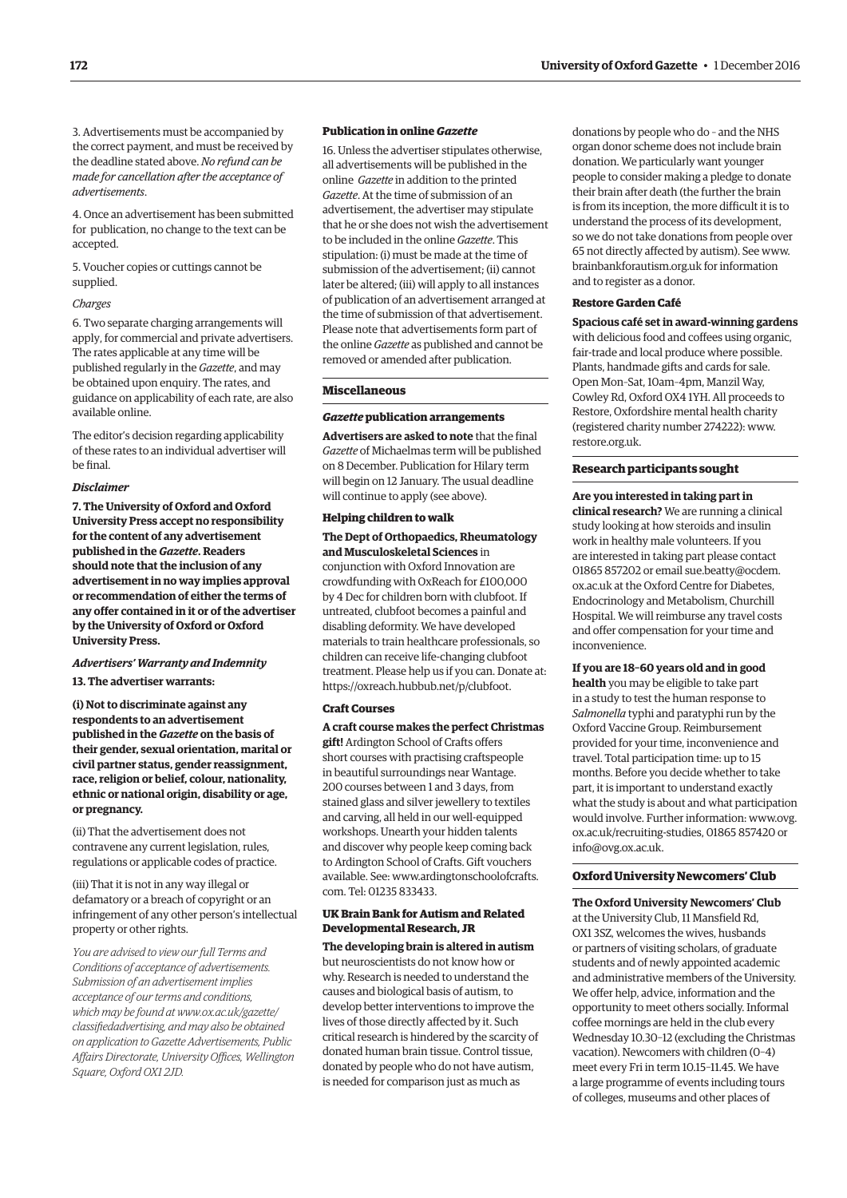3. Advertisements must be accompanied by the correct payment, and must be received by the deadline stated above. *No refund can be made for cancellation after the acceptance of advertisements*.

4. Once an advertisement has been submitted for publication, no change to the text can be accepted.

5. Voucher copies or cuttings cannot be supplied.

*Charges*

6. Two separate charging arrangements will apply, for commercial and private advertisers. The rates applicable at any time will be published regularly in the *Gazette*, and may be obtained upon enquiry. The rates, and guidance on applicability of each rate, are also available online.

The editor's decision regarding applicability of these rates to an individual advertiser will be final.

***Disclaimer***

**7. The University of Oxford and Oxford University Press accept no responsibility for the content of any advertisement published in the *Gazette*. Readers should note that the inclusion of any advertisement in no way implies approval or recommendation of either the terms of any offer contained in it or of the advertiser by the University of Oxford or Oxford University Press.**

***Advertisers' Warranty and Indemnity***

**13. The advertiser warrants:**

**(i) Not to discriminate against any respondents to an advertisement published in the *Gazette* on the basis of their gender, sexual orientation, marital or civil partner status, gender reassignment, race, religion or belief, colour, nationality, ethnic or national origin, disability or age, or pregnancy.**

(ii) That the advertisement does not contravene any current legislation, rules, regulations or applicable codes of practice.

(iii) That it is not in any way illegal or defamatory or a breach of copyright or an infringement of any other person's intellectual property or other rights.

*You are advised to view our full Terms and Conditions of acceptance of advertisements. Submission of an advertisement implies acceptance of our terms and conditions, which may be found at www.ox.ac.uk/gazette/classifiedadvertising, and may also be obtained on application to Gazette Advertisements, Public Affairs Directorate, University Offices, Wellington Square, Oxford OX1 2JD.*

**Publication in online *Gazette***

16. Unless the advertiser stipulates otherwise, all advertisements will be published in the online *Gazette* in addition to the printed *Gazette*. At the time of submission of an advertisement, the advertiser may stipulate that he or she does not wish the advertisement to be included in the online *Gazette*. This stipulation: (i) must be made at the time of submission of the advertisement; (ii) cannot later be altered; (iii) will apply to all instances of publication of an advertisement arranged at the time of submission of that advertisement. Please note that advertisements form part of the online *Gazette* as published and cannot be removed or amended after publication.

## Miscellaneous

### *Gazette* publication arrangements

**Advertisers are asked to note** that the final *Gazette* of Michaelmas term will be published on 8 December. Publication for Hilary term will begin on 12 January. The usual deadline will continue to apply (see above).

### Helping children to walk

**The Dept of Orthopaedics, Rheumatology and Musculoskeletal Sciences** in conjunction with Oxford Innovation are crowdfunding with OxReach for £100,000 by 4 Dec for children born with clubfoot. If untreated, clubfoot becomes a painful and disabling deformity. We have developed materials to train healthcare professionals, so children can receive life-changing clubfoot treatment. Please help us if you can. Donate at: https://oxreach.hubbub.net/p/clubfoot.

### Craft Courses

**A craft course makes the perfect Christmas gift!** Ardington School of Crafts offers short courses with practising craftspeople in beautiful surroundings near Wantage. 200 courses between 1 and 3 days, from stained glass and silver jewellery to textiles and carving, all held in our well-equipped workshops. Unearth your hidden talents and discover why people keep coming back to Ardington School of Crafts. Gift vouchers available. See: www.ardingtonschoolofcrafts.com. Tel: 01235 833433.

### UK Brain Bank for Autism and Related Developmental Research, JR

**The developing brain is altered in autism** but neuroscientists do not know how or why. Research is needed to understand the causes and biological basis of autism, to develop better interventions to improve the lives of those directly affected by it. Such critical research is hindered by the scarcity of donated human brain tissue. Control tissue, donated by people who do not have autism, is needed for comparison just as much as donations by people who do – and the NHS organ donor scheme does not include brain donation. We particularly want younger people to consider making a pledge to donate their brain after death (the further the brain is from its inception, the more difficult it is to understand the process of its development, so we do not take donations from people over 65 not directly affected by autism). See www.brainbankforautism.org.uk for information and to register as a donor.

### Restore Garden Café

**Spacious café set in award-winning gardens** with delicious food and coffees using organic, fair-trade and local produce where possible. Plants, handmade gifts and cards for sale. Open Mon–Sat, 10am–4pm, Manzil Way, Cowley Rd, Oxford OX4 1YH. All proceeds to Restore, Oxfordshire mental health charity (registered charity number 274222): www.restore.org.uk.

## Research participants sought

**Are you interested in taking part in clinical research?** We are running a clinical study looking at how steroids and insulin work in healthy male volunteers. If you are interested in taking part please contact 01865 857202 or email sue.beatty@ocdem.ox.ac.uk at the Oxford Centre for Diabetes, Endocrinology and Metabolism, Churchill Hospital. We will reimburse any travel costs and offer compensation for your time and inconvenience.

**If you are 18–60 years old and in good health** you may be eligible to take part in a study to test the human response to *Salmonella* typhi and paratyphi run by the Oxford Vaccine Group. Reimbursement provided for your time, inconvenience and travel. Total participation time: up to 15 months. Before you decide whether to take part, it is important to understand exactly what the study is about and what participation would involve. Further information: www.ovg.ox.ac.uk/recruiting-studies, 01865 857420 or info@ovg.ox.ac.uk.

## Oxford University Newcomers' Club

**The Oxford University Newcomers' Club** at the University Club, 11 Mansfield Rd, OX1 3SZ, welcomes the wives, husbands or partners of visiting scholars, of graduate students and of newly appointed academic and administrative members of the University. We offer help, advice, information and the opportunity to meet others socially. Informal coffee mornings are held in the club every Wednesday 10.30–12 (excluding the Christmas vacation). Newcomers with children (0–4) meet every Fri in term 10.15–11.45. We have a large programme of events including tours of colleges, museums and other places of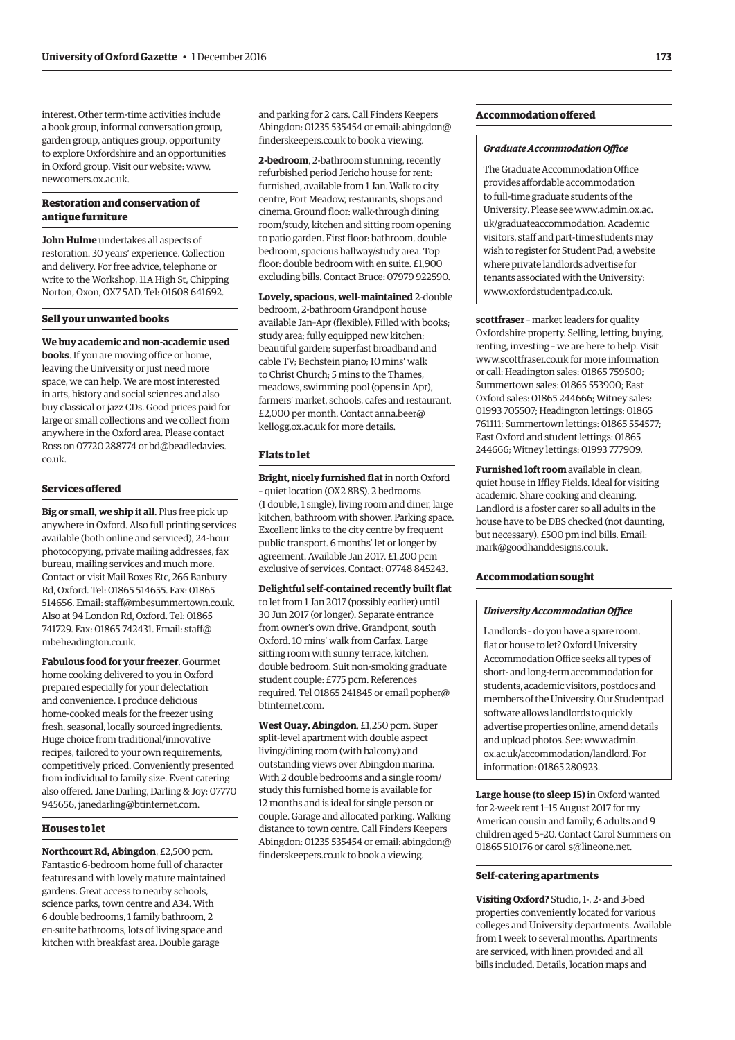interest. Other term-time activities include a book group, informal conversation group, garden group, antiques group, opportunity to explore Oxfordshire and an opportunities in Oxford group. Visit our website: www.newcomers.ox.ac.uk.

### Restoration and conservation of antique furniture

**John Hulme** undertakes all aspects of restoration. 30 years' experience. Collection and delivery. For free advice, telephone or write to the Workshop, 11A High St, Chipping Norton, Oxon, OX7 5AD. Tel: 01608 641692.

### Sell your unwanted books

**We buy academic and non-academic used books**. If you are moving office or home, leaving the University or just need more space, we can help. We are most interested in arts, history and social sciences and also buy classical or jazz CDs. Good prices paid for large or small collections and we collect from anywhere in the Oxford area. Please contact Ross on 07720 288774 or bd@beadledavies.co.uk.

### Services offered

**Big or small, we ship it all**. Plus free pick up anywhere in Oxford. Also full printing services available (both online and serviced), 24-hour photocopying, private mailing addresses, fax bureau, mailing services and much more. Contact or visit Mail Boxes Etc, 266 Banbury Rd, Oxford. Tel: 01865 514655. Fax: 01865 514656. Email: staff@mbesummertown.co.uk. Also at 94 London Rd, Oxford. Tel: 01865 741729. Fax: 01865 742431. Email: staff@mbeheadington.co.uk.

**Fabulous food for your freezer**. Gourmet home cooking delivered to you in Oxford prepared especially for your delectation and convenience. I produce delicious home-cooked meals for the freezer using fresh, seasonal, locally sourced ingredients. Huge choice from traditional/innovative recipes, tailored to your own requirements, competitively priced. Conveniently presented from individual to family size. Event catering also offered. Jane Darling, Darling & Joy: 07770 945656, janedarling@btinternet.com.

### Houses to let

**Northcourt Rd, Abingdon**, £2,500 pcm. Fantastic 6-bedroom home full of character features and with lovely mature maintained gardens. Great access to nearby schools, science parks, town centre and A34. With 6 double bedrooms, 1 family bathroom, 2 en-suite bathrooms, lots of living space and kitchen with breakfast area. Double garage and parking for 2 cars. Call Finders Keepers Abingdon: 01235 535454 or email: abingdon@finderskeepers.co.uk to book a viewing.

**2-bedroom**, 2-bathroom stunning, recently refurbished period Jericho house for rent: furnished, available from 1 Jan. Walk to city centre, Port Meadow, restaurants, shops and cinema. Ground floor: walk-through dining room/study, kitchen and sitting room opening to patio garden. First floor: bathroom, double bedroom, spacious hallway/study area. Top floor: double bedroom with en suite. £1,900 excluding bills. Contact Bruce: 07979 922590.

**Lovely, spacious, well-maintained** 2-double bedroom, 2-bathroom Grandpont house available Jan–Apr (flexible). Filled with books; study area; fully equipped new kitchen; beautiful garden; superfast broadband and cable TV; Bechstein piano; 10 mins' walk to Christ Church; 5 mins to the Thames, meadows, swimming pool (opens in Apr), farmers' market, schools, cafes and restaurant. £2,000 per month. Contact anna.beer@kellogg.ox.ac.uk for more details.

### Flats to let

**Bright, nicely furnished flat** in north Oxford – quiet location (OX2 8BS). 2 bedrooms (1 double, 1 single), living room and diner, large kitchen, bathroom with shower. Parking space. Excellent links to the city centre by frequent public transport. 6 months' let or longer by agreement. Available Jan 2017. £1,200 pcm exclusive of services. Contact: 07748 845243.

**Delightful self-contained recently built flat** to let from 1 Jan 2017 (possibly earlier) until 30 Jun 2017 (or longer). Separate entrance from owner's own drive. Grandpont, south Oxford. 10 mins' walk from Carfax. Large sitting room with sunny terrace, kitchen, double bedroom. Suit non-smoking graduate student couple: £775 pcm. References required. Tel 01865 241845 or email popher@btinternet.com.

**West Quay, Abingdon**, £1,250 pcm. Super split-level apartment with double aspect living/dining room (with balcony) and outstanding views over Abingdon marina. With 2 double bedrooms and a single room/study this furnished home is available for 12 months and is ideal for single person or couple. Garage and allocated parking. Walking distance to town centre. Call Finders Keepers Abingdon: 01235 535454 or email: abingdon@finderskeepers.co.uk to book a viewing.

### Accommodation offered

#### *Graduate Accommodation Office*

The Graduate Accommodation Office provides affordable accommodation to full-time graduate students of the University. Please see www.admin.ox.ac.uk/graduateaccommodation. Academic visitors, staff and part-time students may wish to register for Student Pad, a website where private landlords advertise for tenants associated with the University: www.oxfordstudentpad.co.uk.

**scottfraser** – market leaders for quality Oxfordshire property. Selling, letting, buying, renting, investing – we are here to help. Visit www.scottfraser.co.uk for more information or call: Headington sales: 01865 759500; Summertown sales: 01865 553900; East Oxford sales: 01865 244666; Witney sales: 01993 705507; Headington lettings: 01865 761111; Summertown lettings: 01865 554577; East Oxford and student lettings: 01865 244666; Witney lettings: 01993 777909.

**Furnished loft room** available in clean, quiet house in Iffley Fields. Ideal for visiting academic. Share cooking and cleaning. Landlord is a foster carer so all adults in the house have to be DBS checked (not daunting, but necessary). £500 pm incl bills. Email: mark@goodhanddesigns.co.uk.

### Accommodation sought

#### *University Accommodation Office*

Landlords – do you have a spare room, flat or house to let? Oxford University Accommodation Office seeks all types of short- and long-term accommodation for students, academic visitors, postdocs and members of the University. Our Studentpad software allows landlords to quickly advertise properties online, amend details and upload photos. See: www.admin.ox.ac.uk/accommodation/landlord. For information: 01865 280923.

**Large house (to sleep 15)** in Oxford wanted for 2-week rent 1–15 August 2017 for my American cousin and family, 6 adults and 9 children aged 5–20. Contact Carol Summers on 01865 510176 or carol_s@lineone.net.

### Self-catering apartments

**Visiting Oxford?** Studio, 1-, 2- and 3-bed properties conveniently located for various colleges and University departments. Available from 1 week to several months. Apartments are serviced, with linen provided and all bills included. Details, location maps and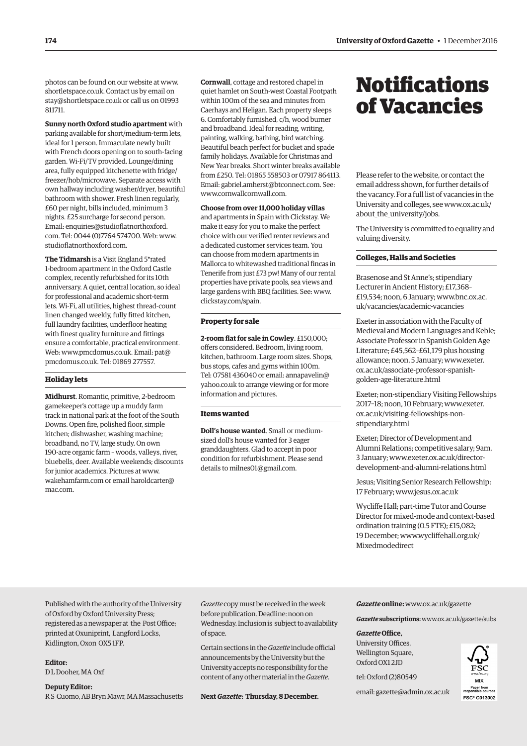photos can be found on our website at www.shortletspace.co.uk. Contact us by email on stay@shortletspace.co.uk or call us on 01993 811711.

**Sunny north Oxford studio apartment** with parking available for short/medium-term lets, ideal for 1 person. Immaculate newly built with French doors opening on to south-facing garden. Wi-Fi/TV provided. Lounge/dining area, fully equipped kitchenette with fridge/freezer/hob/microwave. Separate access with own hallway including washer/dryer, beautiful bathroom with shower. Fresh linen regularly, £60 per night, bills included, minimum 3 nights. £25 surcharge for second person. Email: enquiries@studioflatnorthoxford.com. Tel: 0044 (0)7764 574700. Web: www.studioflatnorthoxford.com.

**The Tidmarsh** is a Visit England 5*rated 1-bedroom apartment in the Oxford Castle complex, recently refurbished for its 10th anniversary. A quiet, central location, so ideal for professional and academic short-term lets. Wi-Fi, all utilities, highest thread-count linen changed weekly, fully fitted kitchen, full laundry facilities, underfloor heating with finest quality furniture and fittings ensure a comfortable, practical environment. Web: www.pmcdomus.co.uk. Email: pat@pmcdomus.co.uk. Tel: 01869 277557.

### Holiday lets

**Midhurst**. Romantic, primitive, 2-bedroom gamekeeper's cottage up a muddy farm track in national park at the foot of the South Downs. Open fire, polished floor, simple kitchen; dishwasher, washing machine; broadband, no TV, large study. On own 190-acre organic farm – woods, valleys, river, bluebells, deer. Available weekends; discounts for junior academics. Pictures at www.wakehamfarm.com or email haroldcarter@mac.com.

**Cornwall**, cottage and restored chapel in quiet hamlet on South-west Coastal Footpath within 100m of the sea and minutes from Caerhays and Heligan. Each property sleeps 6. Comfortably furnished, c/h, wood burner and broadband. Ideal for reading, writing, painting, walking, bathing, bird watching. Beautiful beach perfect for bucket and spade family holidays. Available for Christmas and New Year breaks. Short winter breaks available from £250. Tel: 01865 558503 or 07917 864113. Email: gabriel.amherst@btconnect.com. See: www.cornwallcornwall.com.

**Choose from over 11,000 holiday villas** and apartments in Spain with Clickstay. We make it easy for you to make the perfect choice with our verified renter reviews and a dedicated customer services team. You can choose from modern apartments in Mallorca to whitewashed traditional fincas in Tenerife from just £73 pw! Many of our rental properties have private pools, sea views and large gardens with BBQ facilities. See: www.clickstay.com/spain.

### Property for sale

**2-room flat for sale in Cowley**. £150,000; offers considered. Bedroom, living room, kitchen, bathroom. Large room sizes. Shops, bus stops, cafes and gyms within 100m. Tel: 07581 436040 or email: annapavelin@yahoo.co.uk to arrange viewing or for more information and pictures.

### Items wanted

**Doll's house wanted**. Small or medium-sized doll's house wanted for 3 eager granddaughters. Glad to accept in poor condition for refurbishment. Please send details to milnes01@gmail.com.

# Notifications of Vacancies

Please refer to the website, or contact the email address shown, for further details of the vacancy. For a full list of vacancies in the University and colleges, see www.ox.ac.uk/about_the_university/jobs.

The University is committed to equality and valuing diversity.

### Colleges, Halls and Societies

Brasenose and St Anne's; stipendiary Lecturer in Ancient History; £17,368–£19,534; noon, 6 January; www.bnc.ox.ac.uk/vacancies/academic-vacancies

Exeter in association with the Faculty of Medieval and Modern Languages and Keble; Associate Professor in Spanish Golden Age Literature; £45,562–£61,179 plus housing allowance; noon, 5 January; www.exeter.ox.ac.uk/associate-professor-spanish-golden-age-literature.html

Exeter; non-stipendiary Visiting Fellowships 2017–18; noon, 10 February; www.exeter.ox.ac.uk/visiting-fellowships-non-stipendiary.html

Exeter; Director of Development and Alumni Relations; competitive salary; 9am, 3 January; www.exeter.ox.ac.uk/director-development-and-alumni-relations.html

Jesus; Visiting Senior Research Fellowship; 17 February; www.jesus.ox.ac.uk

Wycliffe Hall; part-time Tutor and Course Director for mixed-mode and context-based ordination training (0.5 FTE); £15,082; 19 December; www.wycliffehall.org.uk/Mixedmodedirect

---

Published with the authority of the University of Oxford by Oxford University Press; registered as a newspaper at the Post Office; printed at Oxuniprint, Langford Locks, Kidlington, Oxon OX5 1FP.

**Editor:**
D L Dooher, MA Oxf

**Deputy Editor:**
R S Cuomo, AB Bryn Mawr, MA Massachusetts

*Gazette* copy must be received in the week before publication. Deadline: noon on Wednesday. Inclusion is subject to availability of space.

Certain sections in the *Gazette* include official announcements by the University but the University accepts no responsibility for the content of any other material in the *Gazette*.

**Next *Gazette*: Thursday, 8 December.**

***Gazette* online:** www.ox.ac.uk/gazette

***Gazette* subscriptions:** www.ox.ac.uk/gazette/subs

***Gazette* Office,**
University Offices,
Wellington Square,
Oxford OX1 2JD

tel: Oxford (2)80549

email: gazette@admin.ox.ac.uk

FSC www.fsc.org MIX Paper from responsible sources FSC® C013002